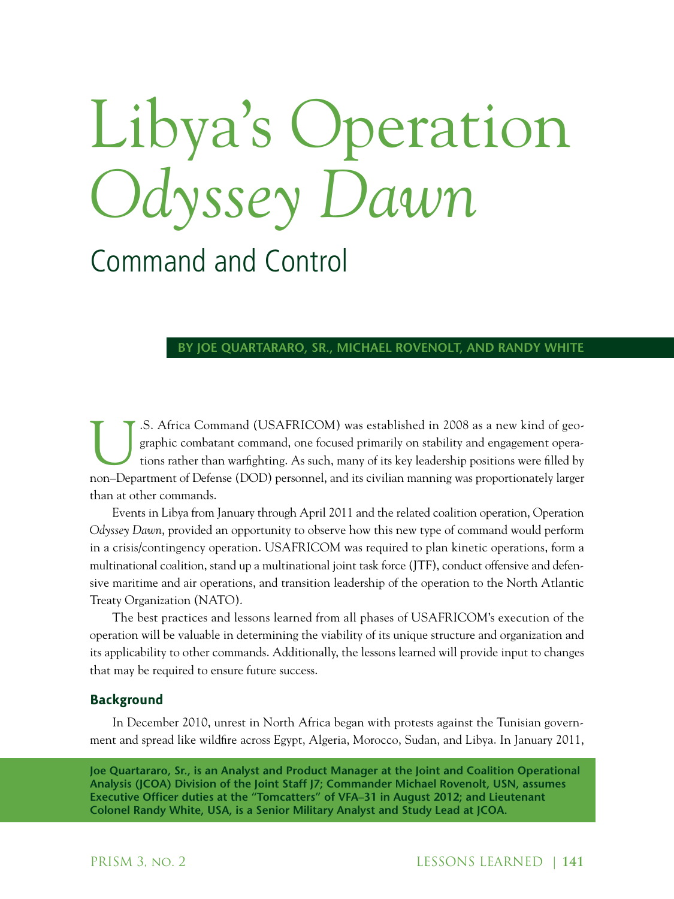# Libya's Operation *Odyssey Dawn*

## Command and Control

**BY JOE QUARTARARO, SR., MICHAEL ROVENOLT, AND RANDY WHITE**

U.S. Africa Command (USAFRICOM) was established in 2008 as a new kind of geographic combatant command, one focused primarily on stability and engagement operations rather than warfighting. As such, many of its key leadership positions were filled by non–Department of Defense (DOD) personnel, and its civilian manning was proportionately larger than at other commands.

Events in Libya from January through April 2011 and the related coalition operation, Operation *Odyssey Dawn*, provided an opportunity to observe how this new type of command would perform in a crisis/contingency operation. USAFRICOM was required to plan kinetic operations, form a multinational coalition, stand up a multinational joint task force (JTF), conduct offensive and defensive maritime and air operations, and transition leadership of the operation to the North Atlantic Treaty Organization (NATO).

The best practices and lessons learned from all phases of USAFRICOM's execution of the operation will be valuable in determining the viability of its unique structure and organization and its applicability to other commands. Additionally, the lessons learned will provide input to changes that may be required to ensure future success.

### Background

In December 2010, unrest in North Africa began with protests against the Tunisian government and spread like wildfire across Egypt, Algeria, Morocco, Sudan, and Libya. In January 2011,

**Joe Quartararo, Sr., is an Analyst and Product Manager at the Joint and Coalition Operational Analysis (JCOA) Division of the Joint Staff J7; Commander Michael Rovenolt, USN, assumes Executive Officer duties at the "Tomcatters" of VFA–31 in August 2012; and Lieutenant Colonel Randy White, USA, is a Senior Military Analyst and Study Lead at JCOA.**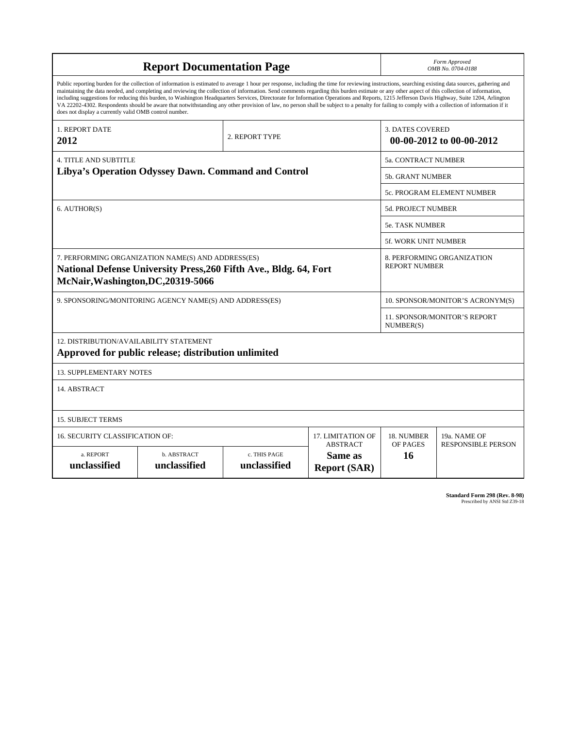# Report Documentation Page

*Form Approved*
*OMB No. 0704-0188*

Public reporting burden for the collection of information is estimated to average 1 hour per response, including the time for reviewing instructions, searching existing data sources, gathering and maintaining the data needed, and completing and reviewing the collection of information. Send comments regarding this burden estimate or any other aspect of this collection of information, including suggestions for reducing this burden, to Washington Headquarters Services, Directorate for Information Operations and Reports, 1215 Jefferson Davis Highway, Suite 1204, Arlington VA 22202-4302. Respondents should be aware that notwithstanding any other provision of law, no person shall be subject to a penalty for failing to comply with a collection of information if it does not display a currently valid OMB control number.

| 1. REPORT DATE | 2. REPORT TYPE | 3. DATES COVERED |
|---|---|---|
| **2012** | | **00-00-2012 to 00-00-2012** |

| 4. TITLE AND SUBTITLE | |
|---|---|
| **Libya's Operation Odyssey Dawn. Command and Control** | 5a. CONTRACT NUMBER |
| | 5b. GRANT NUMBER |
| | 5c. PROGRAM ELEMENT NUMBER |
| 6. AUTHOR(S) | 5d. PROJECT NUMBER |
| | 5e. TASK NUMBER |
| | 5f. WORK UNIT NUMBER |
| 7. PERFORMING ORGANIZATION NAME(S) AND ADDRESS(ES) **National Defense University Press,260 Fifth Ave., Bldg. 64, Fort McNair,Washington,DC,20319-5066** | 8. PERFORMING ORGANIZATION REPORT NUMBER |
| 9. SPONSORING/MONITORING AGENCY NAME(S) AND ADDRESS(ES) | 10. SPONSOR/MONITOR'S ACRONYM(S) |
| | 11. SPONSOR/MONITOR'S REPORT NUMBER(S) |

12. DISTRIBUTION/AVAILABILITY STATEMENT
**Approved for public release; distribution unlimited**

13. SUPPLEMENTARY NOTES

14. ABSTRACT

15. SUBJECT TERMS

| 16. SECURITY CLASSIFICATION OF: | | | 17. LIMITATION OF ABSTRACT | 18. NUMBER OF PAGES | 19a. NAME OF RESPONSIBLE PERSON |
|---|---|---|---|---|---|
| a. REPORT | b. ABSTRACT | c. THIS PAGE | | | |
| **unclassified** | **unclassified** | **unclassified** | **Same as Report (SAR)** | **16** | |

**Standard Form 298 (Rev. 8-98)**
Prescribed by ANSI Std Z39-18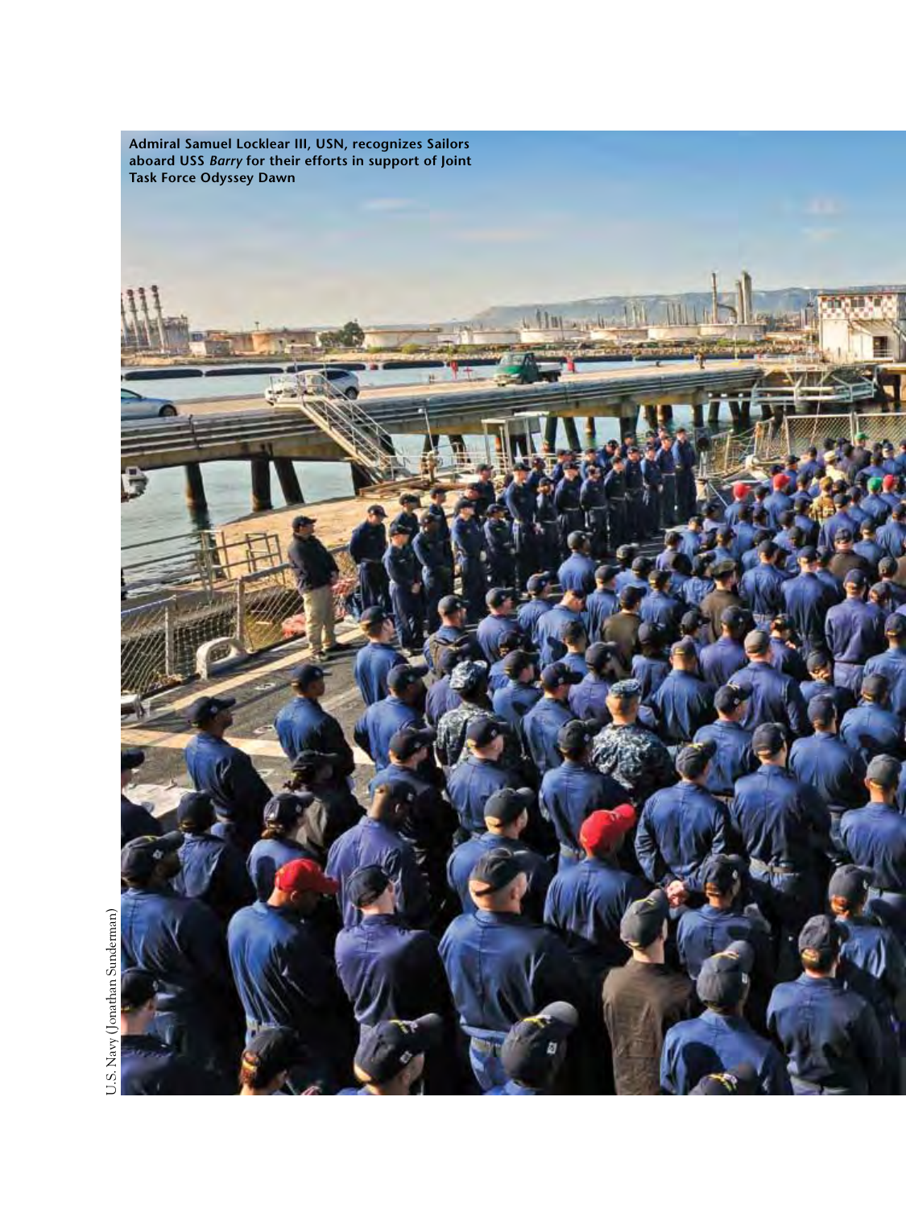**Admiral Samuel Locklear III, USN, recognizes Sailors aboard USS *Barry* for their efforts in support of Joint Task Force Odyssey Dawn**

U.S. Navy (Jonathan Sunderman)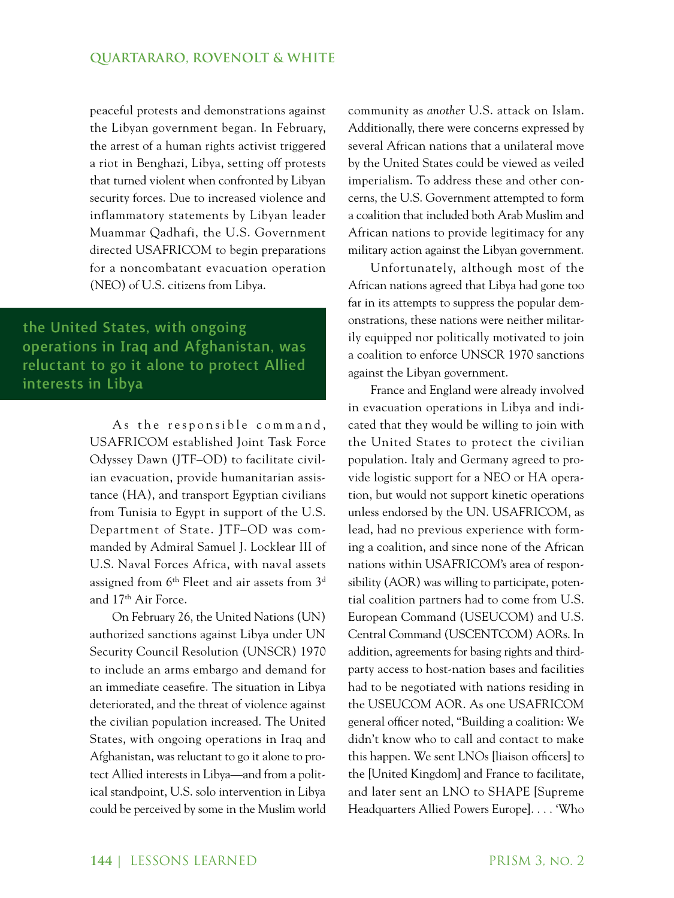peaceful protests and demonstrations against the Libyan government began. In February, the arrest of a human rights activist triggered a riot in Benghazi, Libya, setting off protests that turned violent when confronted by Libyan security forces. Due to increased violence and inflammatory statements by Libyan leader Muammar Qadhafi, the U.S. Government directed USAFRICOM to begin preparations for a noncombatant evacuation operation (NEO) of U.S. citizens from Libya.

> **the United States, with ongoing operations in Iraq and Afghanistan, was reluctant to go it alone to protect Allied interests in Libya**

As the responsible command, USAFRICOM established Joint Task Force Odyssey Dawn (JTF–OD) to facilitate civilian evacuation, provide humanitarian assistance (HA), and transport Egyptian civilians from Tunisia to Egypt in support of the U.S. Department of State. JTF–OD was commanded by Admiral Samuel J. Locklear III of U.S. Naval Forces Africa, with naval assets assigned from 6th Fleet and air assets from 3d and 17th Air Force.

On February 26, the United Nations (UN) authorized sanctions against Libya under UN Security Council Resolution (UNSCR) 1970 to include an arms embargo and demand for an immediate ceasefire. The situation in Libya deteriorated, and the threat of violence against the civilian population increased. The United States, with ongoing operations in Iraq and Afghanistan, was reluctant to go it alone to protect Allied interests in Libya—and from a political standpoint, U.S. solo intervention in Libya could be perceived by some in the Muslim world community as *another* U.S. attack on Islam. Additionally, there were concerns expressed by several African nations that a unilateral move by the United States could be viewed as veiled imperialism. To address these and other concerns, the U.S. Government attempted to form a coalition that included both Arab Muslim and African nations to provide legitimacy for any military action against the Libyan government.

Unfortunately, although most of the African nations agreed that Libya had gone too far in its attempts to suppress the popular demonstrations, these nations were neither militarily equipped nor politically motivated to join a coalition to enforce UNSCR 1970 sanctions against the Libyan government.

France and England were already involved in evacuation operations in Libya and indicated that they would be willing to join with the United States to protect the civilian population. Italy and Germany agreed to provide logistic support for a NEO or HA operation, but would not support kinetic operations unless endorsed by the UN. USAFRICOM, as lead, had no previous experience with forming a coalition, and since none of the African nations within USAFRICOM's area of responsibility (AOR) was willing to participate, potential coalition partners had to come from U.S. European Command (USEUCOM) and U.S. Central Command (USCENTCOM) AORs. In addition, agreements for basing rights and third-party access to host-nation bases and facilities had to be negotiated with nations residing in the USEUCOM AOR. As one USAFRICOM general officer noted, "Building a coalition: We didn't know who to call and contact to make this happen. We sent LNOs [liaison officers] to the [United Kingdom] and France to facilitate, and later sent an LNO to SHAPE [Supreme Headquarters Allied Powers Europe]. . . . 'Who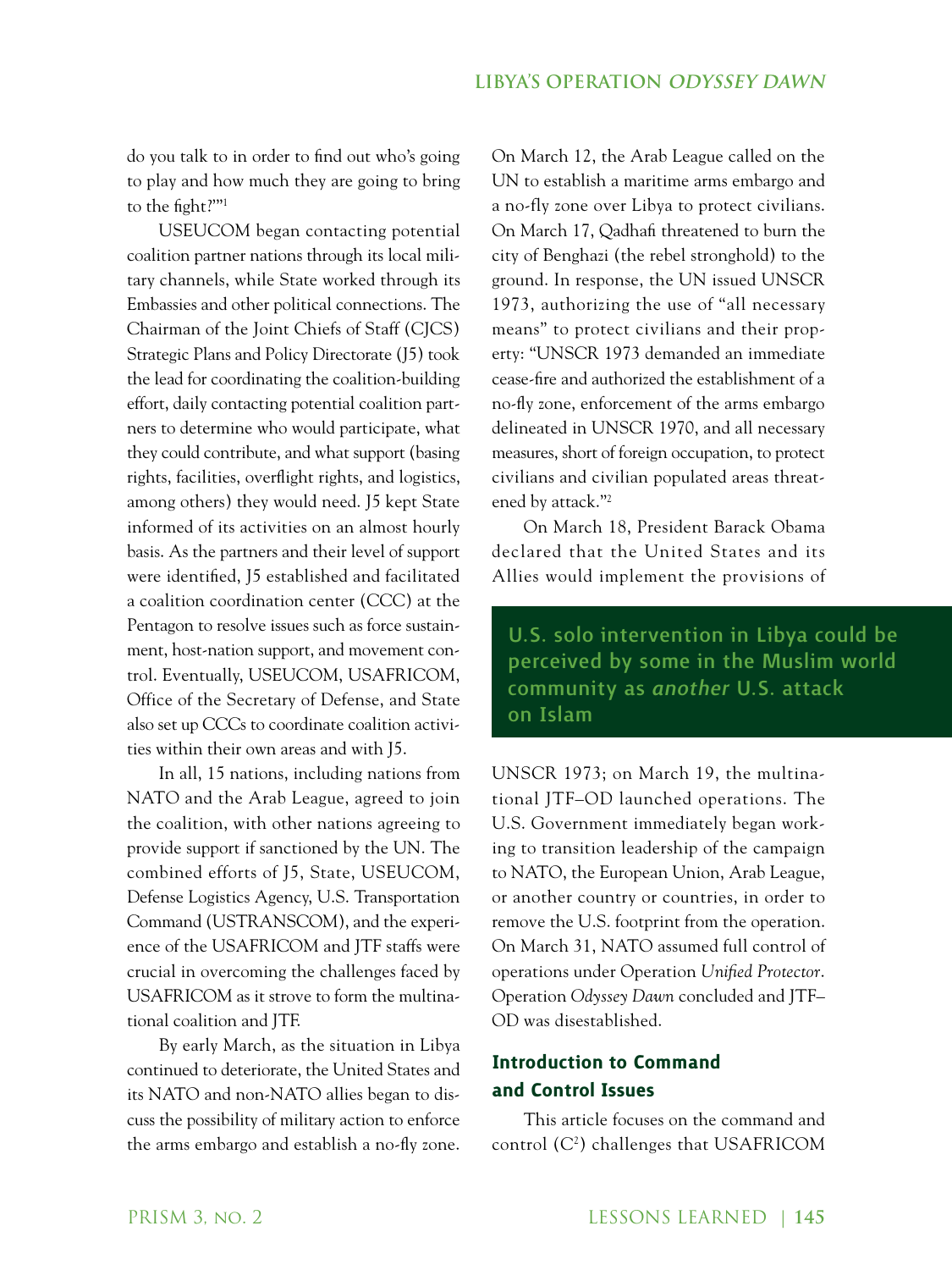do you talk to in order to find out who's going to play and how much they are going to bring to the fight?'"[1]

USEUCOM began contacting potential coalition partner nations through its local military channels, while State worked through its Embassies and other political connections. The Chairman of the Joint Chiefs of Staff (CJCS) Strategic Plans and Policy Directorate (J5) took the lead for coordinating the coalition-building effort, daily contacting potential coalition partners to determine who would participate, what they could contribute, and what support (basing rights, facilities, overflight rights, and logistics, among others) they would need. J5 kept State informed of its activities on an almost hourly basis. As the partners and their level of support were identified, J5 established and facilitated a coalition coordination center (CCC) at the Pentagon to resolve issues such as force sustainment, host-nation support, and movement control. Eventually, USEUCOM, USAFRICOM, Office of the Secretary of Defense, and State also set up CCCs to coordinate coalition activities within their own areas and with J5.

In all, 15 nations, including nations from NATO and the Arab League, agreed to join the coalition, with other nations agreeing to provide support if sanctioned by the UN. The combined efforts of J5, State, USEUCOM, Defense Logistics Agency, U.S. Transportation Command (USTRANSCOM), and the experience of the USAFRICOM and JTF staffs were crucial in overcoming the challenges faced by USAFRICOM as it strove to form the multinational coalition and JTF.

By early March, as the situation in Libya continued to deteriorate, the United States and its NATO and non-NATO allies began to discuss the possibility of military action to enforce the arms embargo and establish a no-fly zone. On March 12, the Arab League called on the UN to establish a maritime arms embargo and a no-fly zone over Libya to protect civilians. On March 17, Qadhafi threatened to burn the city of Benghazi (the rebel stronghold) to the ground. In response, the UN issued UNSCR 1973, authorizing the use of "all necessary means" to protect civilians and their property: "UNSCR 1973 demanded an immediate cease-fire and authorized the establishment of a no-fly zone, enforcement of the arms embargo delineated in UNSCR 1970, and all necessary measures, short of foreign occupation, to protect civilians and civilian populated areas threatened by attack."[2]

On March 18, President Barack Obama declared that the United States and its Allies would implement the provisions of UNSCR 1973; on March 19, the multinational JTF–OD launched operations. The U.S. Government immediately began working to transition leadership of the campaign to NATO, the European Union, Arab League, or another country or countries, in order to remove the U.S. footprint from the operation. On March 31, NATO assumed full control of operations under Operation *Unified Protector*. Operation *Odyssey Dawn* concluded and JTF–OD was disestablished.

> **U.S. solo intervention in Libya could be perceived by some in the Muslim world community as *another* U.S. attack on Islam**

## Introduction to Command and Control Issues

This article focuses on the command and control ($C^2$) challenges that USAFRICOM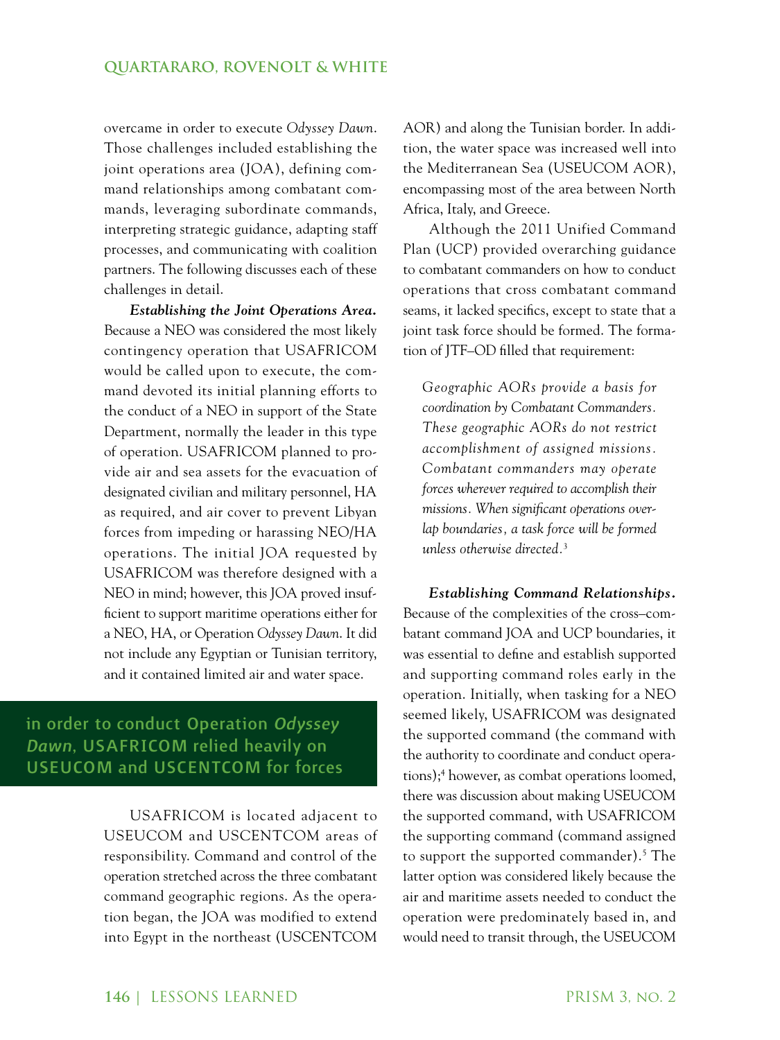overcame in order to execute *Odyssey Dawn*. Those challenges included establishing the joint operations area (JOA), defining command relationships among combatant commands, leveraging subordinate commands, interpreting strategic guidance, adapting staff processes, and communicating with coalition partners. The following discusses each of these challenges in detail.

***Establishing the Joint Operations Area.*** Because a NEO was considered the most likely contingency operation that USAFRICOM would be called upon to execute, the command devoted its initial planning efforts to the conduct of a NEO in support of the State Department, normally the leader in this type of operation. USAFRICOM planned to provide air and sea assets for the evacuation of designated civilian and military personnel, HA as required, and air cover to prevent Libyan forces from impeding or harassing NEO/HA operations. The initial JOA requested by USAFRICOM was therefore designed with a NEO in mind; however, this JOA proved insufficient to support maritime operations either for a NEO, HA, or Operation *Odyssey Dawn*. It did not include any Egyptian or Tunisian territory, and it contained limited air and water space.

**in order to conduct Operation *Odyssey Dawn*, USAFRICOM relied heavily on USEUCOM and USCENTCOM for forces**

USAFRICOM is located adjacent to USEUCOM and USCENTCOM areas of responsibility. Command and control of the operation stretched across the three combatant command geographic regions. As the operation began, the JOA was modified to extend into Egypt in the northeast (USCENTCOM AOR) and along the Tunisian border. In addition, the water space was increased well into the Mediterranean Sea (USEUCOM AOR), encompassing most of the area between North Africa, Italy, and Greece.

Although the 2011 Unified Command Plan (UCP) provided overarching guidance to combatant commanders on how to conduct operations that cross combatant command seams, it lacked specifics, except to state that a joint task force should be formed. The formation of JTF–OD filled that requirement:

> *Geographic AORs provide a basis for coordination by Combatant Commanders. These geographic AORs do not restrict accomplishment of assigned missions. Combatant commanders may operate forces wherever required to accomplish their missions. When significant operations overlap boundaries, a task force will be formed unless otherwise directed.*[3]

***Establishing Command Relationships.*** Because of the complexities of the cross–combatant command JOA and UCP boundaries, it was essential to define and establish supported and supporting command roles early in the operation. Initially, when tasking for a NEO seemed likely, USAFRICOM was designated the supported command (the command with the authority to coordinate and conduct operations);[4] however, as combat operations loomed, there was discussion about making USEUCOM the supported command, with USAFRICOM the supporting command (command assigned to support the supported commander).[5] The latter option was considered likely because the air and maritime assets needed to conduct the operation were predominately based in, and would need to transit through, the USEUCOM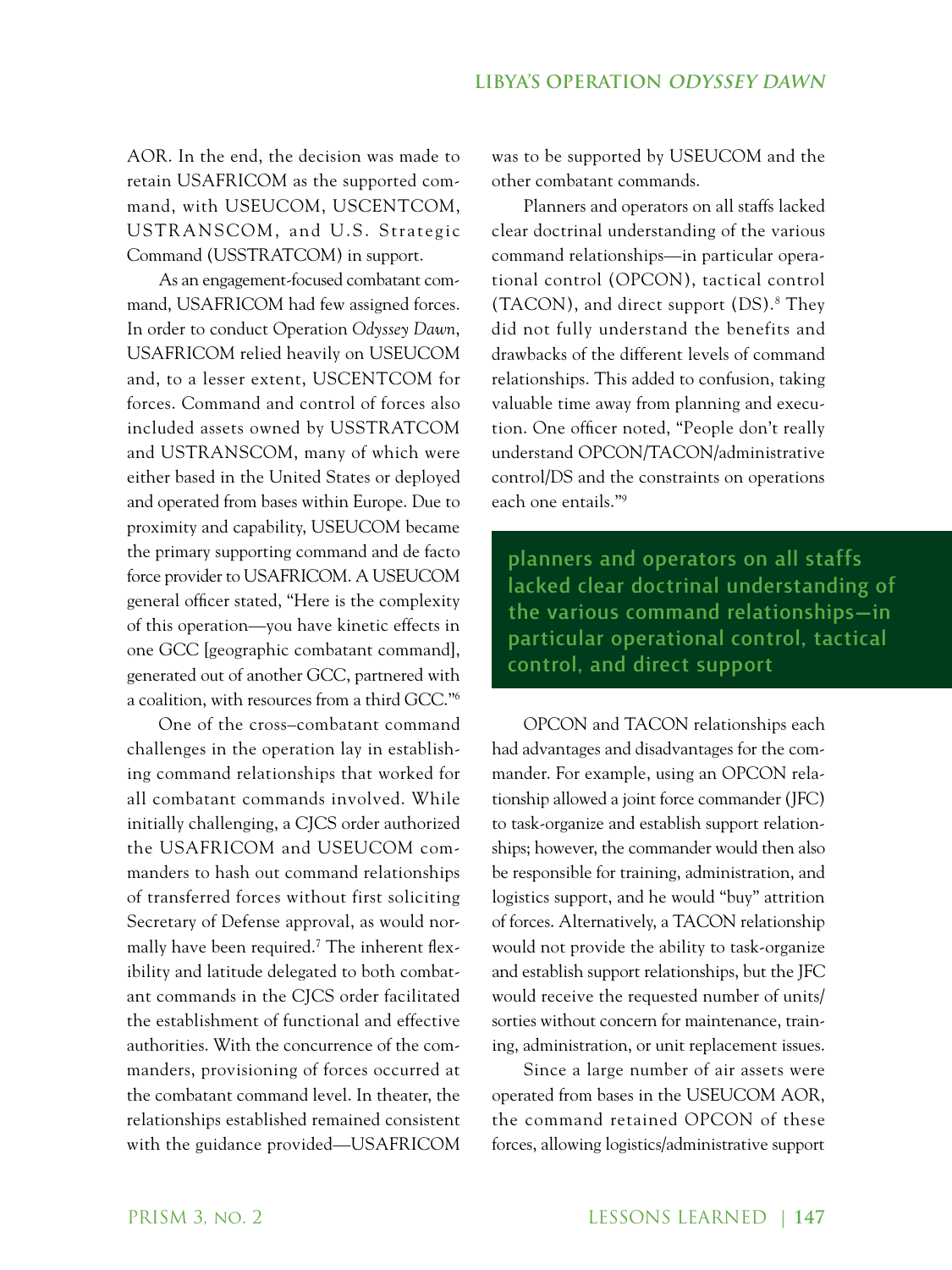AOR. In the end, the decision was made to retain USAFRICOM as the supported command, with USEUCOM, USCENTCOM, USTRANSCOM, and U.S. Strategic Command (USSTRATCOM) in support.

As an engagement-focused combatant command, USAFRICOM had few assigned forces. In order to conduct Operation *Odyssey Dawn*, USAFRICOM relied heavily on USEUCOM and, to a lesser extent, USCENTCOM for forces. Command and control of forces also included assets owned by USSTRATCOM and USTRANSCOM, many of which were either based in the United States or deployed and operated from bases within Europe. Due to proximity and capability, USEUCOM became the primary supporting command and de facto force provider to USAFRICOM. A USEUCOM general officer stated, "Here is the complexity of this operation—you have kinetic effects in one GCC [geographic combatant command], generated out of another GCC, partnered with a coalition, with resources from a third GCC."[6]

One of the cross–combatant command challenges in the operation lay in establishing command relationships that worked for all combatant commands involved. While initially challenging, a CJCS order authorized the USAFRICOM and USEUCOM commanders to hash out command relationships of transferred forces without first soliciting Secretary of Defense approval, as would normally have been required.[7] The inherent flexibility and latitude delegated to both combatant commands in the CJCS order facilitated the establishment of functional and effective authorities. With the concurrence of the commanders, provisioning of forces occurred at the combatant command level. In theater, the relationships established remained consistent with the guidance provided—USAFRICOM was to be supported by USEUCOM and the other combatant commands.

Planners and operators on all staffs lacked clear doctrinal understanding of the various command relationships—in particular operational control (OPCON), tactical control (TACON), and direct support (DS).[8] They did not fully understand the benefits and drawbacks of the different levels of command relationships. This added to confusion, taking valuable time away from planning and execution. One officer noted, "People don't really understand OPCON/TACON/administrative control/DS and the constraints on operations each one entails."[9]

> **planners and operators on all staffs lacked clear doctrinal understanding of the various command relationships—in particular operational control, tactical control, and direct support**

OPCON and TACON relationships each had advantages and disadvantages for the commander. For example, using an OPCON relationship allowed a joint force commander (JFC) to task-organize and establish support relationships; however, the commander would then also be responsible for training, administration, and logistics support, and he would "buy" attrition of forces. Alternatively, a TACON relationship would not provide the ability to task-organize and establish support relationships, but the JFC would receive the requested number of units/sorties without concern for maintenance, training, administration, or unit replacement issues.

Since a large number of air assets were operated from bases in the USEUCOM AOR, the command retained OPCON of these forces, allowing logistics/administrative support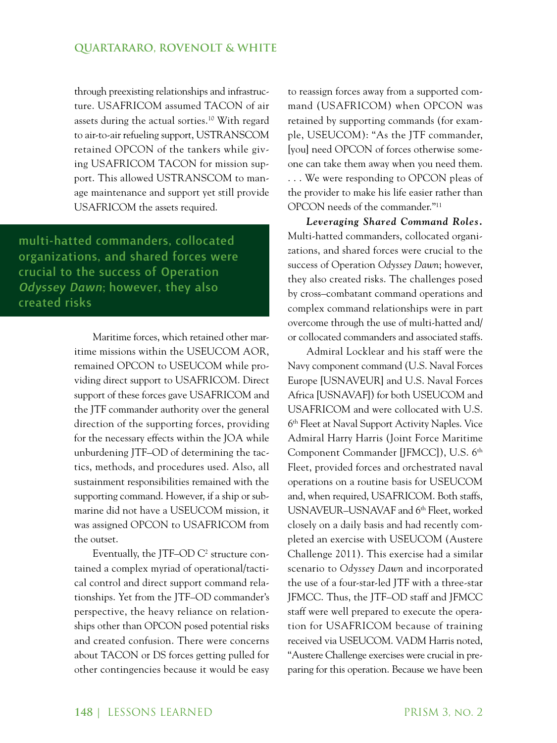through preexisting relationships and infrastructure. USAFRICOM assumed TACON of air assets during the actual sorties.[10] With regard to air-to-air refueling support, USTRANSCOM retained OPCON of the tankers while giving USAFRICOM TACON for mission support. This allowed USTRANSCOM to manage maintenance and support yet still provide USAFRICOM the assets required.

**multi-hatted commanders, collocated organizations, and shared forces were crucial to the success of Operation *Odyssey Dawn*; however, they also created risks**

Maritime forces, which retained other maritime missions within the USEUCOM AOR, remained OPCON to USEUCOM while providing direct support to USAFRICOM. Direct support of these forces gave USAFRICOM and the JTF commander authority over the general direction of the supporting forces, providing for the necessary effects within the JOA while unburdening JTF–OD of determining the tactics, methods, and procedures used. Also, all sustainment responsibilities remained with the supporting command. However, if a ship or submarine did not have a USEUCOM mission, it was assigned OPCON to USAFRICOM from the outset.

Eventually, the JTF–OD $C^2$ structure contained a complex myriad of operational/tactical control and direct support command relationships. Yet from the JTF–OD commander's perspective, the heavy reliance on relationships other than OPCON posed potential risks and created confusion. There were concerns about TACON or DS forces getting pulled for other contingencies because it would be easy to reassign forces away from a supported command (USAFRICOM) when OPCON was retained by supporting commands (for example, USEUCOM): "As the JTF commander, [you] need OPCON of forces otherwise someone can take them away when you need them. . . . We were responding to OPCON pleas of the provider to make his life easier rather than OPCON needs of the commander."[11]

***Leveraging Shared Command Roles.*** Multi-hatted commanders, collocated organizations, and shared forces were crucial to the success of Operation *Odyssey Dawn*; however, they also created risks. The challenges posed by cross–combatant command operations and complex command relationships were in part overcome through the use of multi-hatted and/or collocated commanders and associated staffs.

Admiral Locklear and his staff were the Navy component command (U.S. Naval Forces Europe [USNAVEUR] and U.S. Naval Forces Africa [USNAVAF]) for both USEUCOM and USAFRICOM and were collocated with U.S. 6th Fleet at Naval Support Activity Naples. Vice Admiral Harry Harris (Joint Force Maritime Component Commander [JFMCC]), U.S. 6th Fleet, provided forces and orchestrated naval operations on a routine basis for USEUCOM and, when required, USAFRICOM. Both staffs, USNAVEUR–USNAVAF and 6th Fleet, worked closely on a daily basis and had recently completed an exercise with USEUCOM (Austere Challenge 2011). This exercise had a similar scenario to *Odyssey Dawn* and incorporated the use of a four-star-led JTF with a three-star JFMCC. Thus, the JTF–OD staff and JFMCC staff were well prepared to execute the operation for USAFRICOM because of training received via USEUCOM. VADM Harris noted, "Austere Challenge exercises were crucial in preparing for this operation. Because we have been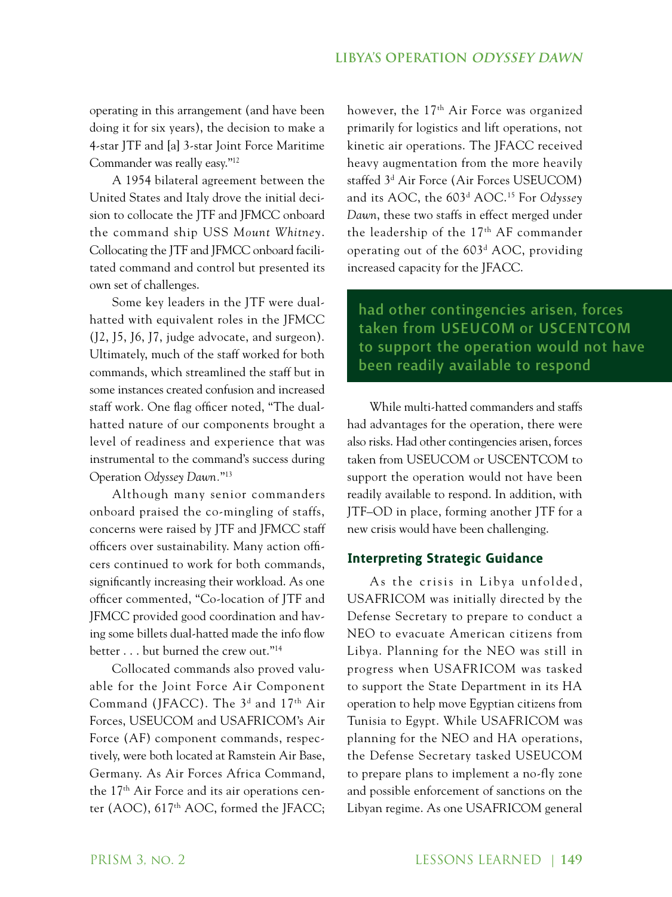operating in this arrangement (and have been doing it for six years), the decision to make a 4-star JTF and [a] 3-star Joint Force Maritime Commander was really easy."[12]

A 1954 bilateral agreement between the United States and Italy drove the initial decision to collocate the JTF and JFMCC onboard the command ship USS *Mount Whitney*. Collocating the JTF and JFMCC onboard facilitated command and control but presented its own set of challenges.

Some key leaders in the JTF were dual-hatted with equivalent roles in the JFMCC (J2, J5, J6, J7, judge advocate, and surgeon). Ultimately, much of the staff worked for both commands, which streamlined the staff but in some instances created confusion and increased staff work. One flag officer noted, "The dual-hatted nature of our components brought a level of readiness and experience that was instrumental to the command's success during Operation *Odyssey Dawn*."[13]

Although many senior commanders onboard praised the co-mingling of staffs, concerns were raised by JTF and JFMCC staff officers over sustainability. Many action officers continued to work for both commands, significantly increasing their workload. As one officer commented, "Co-location of JTF and JFMCC provided good coordination and having some billets dual-hatted made the info flow better . . . but burned the crew out."[14]

Collocated commands also proved valuable for the Joint Force Air Component Command (JFACC). The 3d and 17th Air Forces, USEUCOM and USAFRICOM's Air Force (AF) component commands, respectively, were both located at Ramstein Air Base, Germany. As Air Forces Africa Command, the 17th Air Force and its air operations center (AOC), 617th AOC, formed the JFACC; however, the 17th Air Force was organized primarily for logistics and lift operations, not kinetic air operations. The JFACC received heavy augmentation from the more heavily staffed 3d Air Force (Air Forces USEUCOM) and its AOC, the 603d AOC.[15] For *Odyssey Dawn*, these two staffs in effect merged under the leadership of the 17th AF commander operating out of the 603d AOC, providing increased capacity for the JFACC.

**had other contingencies arisen, forces taken from USEUCOM or USCENTCOM to support the operation would not have been readily available to respond**

While multi-hatted commanders and staffs had advantages for the operation, there were also risks. Had other contingencies arisen, forces taken from USEUCOM or USCENTCOM to support the operation would not have been readily available to respond. In addition, with JTF–OD in place, forming another JTF for a new crisis would have been challenging.

## Interpreting Strategic Guidance

As the crisis in Libya unfolded, USAFRICOM was initially directed by the Defense Secretary to prepare to conduct a NEO to evacuate American citizens from Libya. Planning for the NEO was still in progress when USAFRICOM was tasked to support the State Department in its HA operation to help move Egyptian citizens from Tunisia to Egypt. While USAFRICOM was planning for the NEO and HA operations, the Defense Secretary tasked USEUCOM to prepare plans to implement a no-fly zone and possible enforcement of sanctions on the Libyan regime. As one USAFRICOM general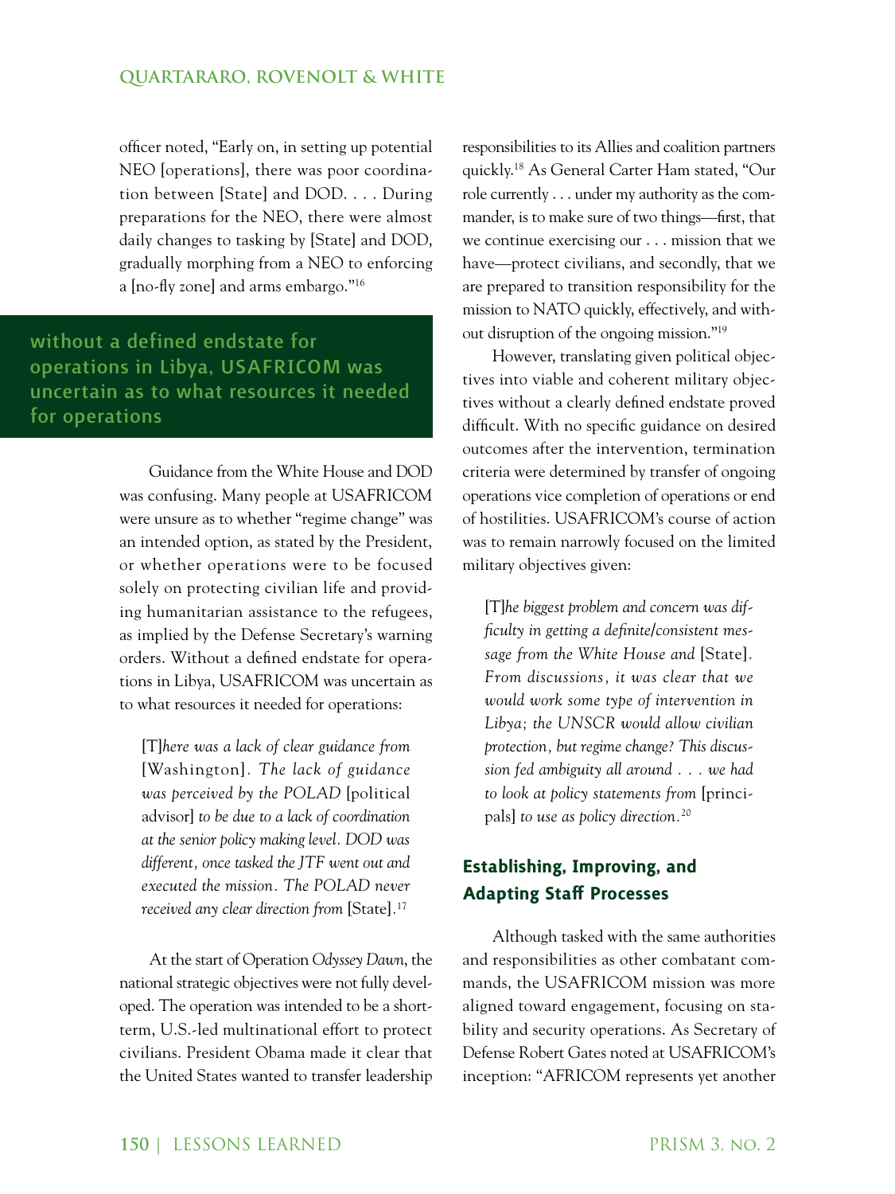officer noted, "Early on, in setting up potential NEO [operations], there was poor coordination between [State] and DOD. . . . During preparations for the NEO, there were almost daily changes to tasking by [State] and DOD, gradually morphing from a NEO to enforcing a [no-fly zone] and arms embargo."[16]

**without a defined endstate for operations in Libya, USAFRICOM was uncertain as to what resources it needed for operations**

Guidance from the White House and DOD was confusing. Many people at USAFRICOM were unsure as to whether "regime change" was an intended option, as stated by the President, or whether operations were to be focused solely on protecting civilian life and providing humanitarian assistance to the refugees, as implied by the Defense Secretary's warning orders. Without a defined endstate for operations in Libya, USAFRICOM was uncertain as to what resources it needed for operations:

> [T]*here was a lack of clear guidance from* [Washington]. *The lack of guidance was perceived by the POLAD* [political advisor] *to be due to a lack of coordination at the senior policy making level. DOD was different, once tasked the JTF went out and executed the mission. The POLAD never received any clear direction from* [State].[17]

At the start of Operation *Odyssey Dawn*, the national strategic objectives were not fully developed. The operation was intended to be a short-term, U.S.-led multinational effort to protect civilians. President Obama made it clear that the United States wanted to transfer leadership responsibilities to its Allies and coalition partners quickly.[18] As General Carter Ham stated, "Our role currently . . . under my authority as the commander, is to make sure of two things—first, that we continue exercising our . . . mission that we have—protect civilians, and secondly, that we are prepared to transition responsibility for the mission to NATO quickly, effectively, and without disruption of the ongoing mission."[19]

However, translating given political objectives into viable and coherent military objectives without a clearly defined endstate proved difficult. With no specific guidance on desired outcomes after the intervention, termination criteria were determined by transfer of ongoing operations vice completion of operations or end of hostilities. USAFRICOM's course of action was to remain narrowly focused on the limited military objectives given:

> [T]*he biggest problem and concern was difficulty in getting a definite/consistent message from the White House and* [State]. *From discussions, it was clear that we would work some type of intervention in Libya; the UNSCR would allow civilian protection, but regime change? This discussion fed ambiguity all around . . . we had to look at policy statements from* [principals] *to use as policy direction.*[20]

## Establishing, Improving, and Adapting Staff Processes

Although tasked with the same authorities and responsibilities as other combatant commands, the USAFRICOM mission was more aligned toward engagement, focusing on stability and security operations. As Secretary of Defense Robert Gates noted at USAFRICOM's inception: "AFRICOM represents yet another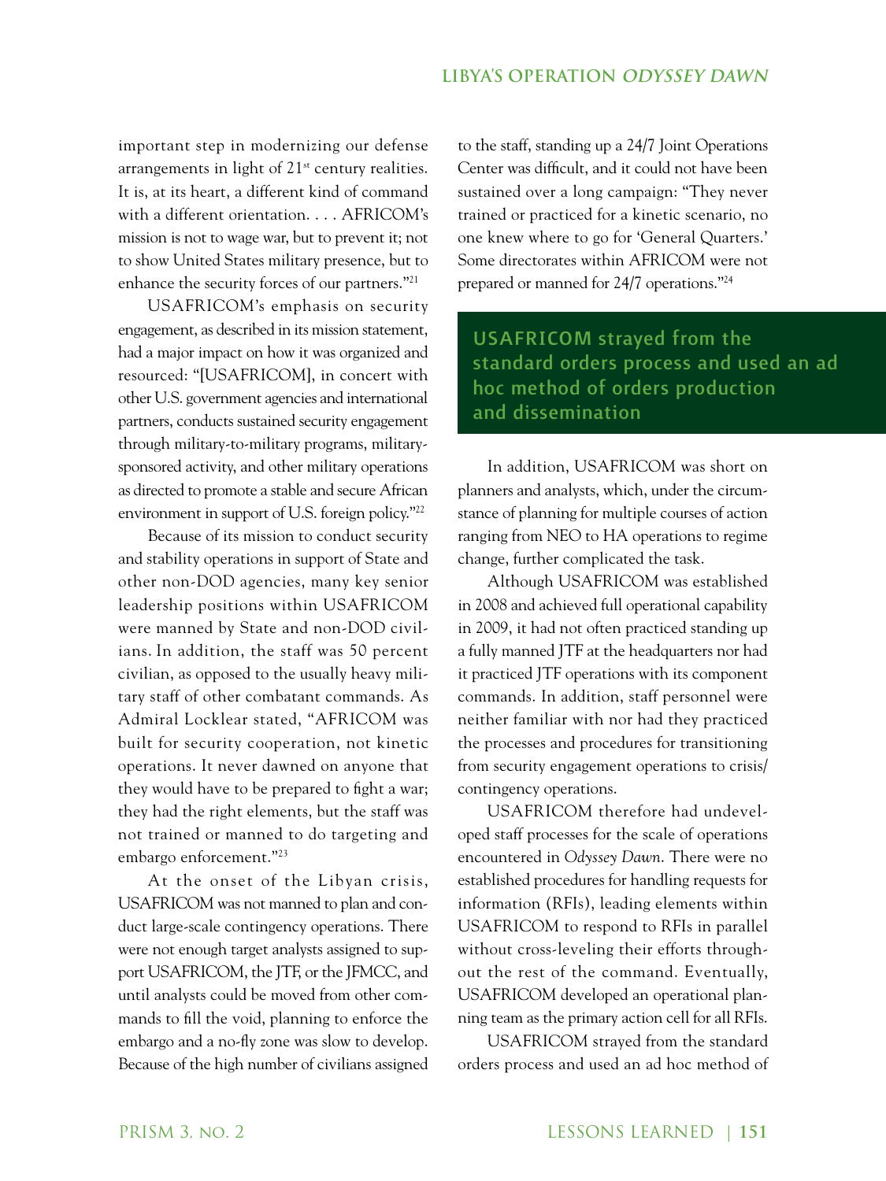important step in modernizing our defense arrangements in light of 21st century realities. It is, at its heart, a different kind of command with a different orientation. . . . AFRICOM's mission is not to wage war, but to prevent it; not to show United States military presence, but to enhance the security forces of our partners."[21]

USAFRICOM's emphasis on security engagement, as described in its mission statement, had a major impact on how it was organized and resourced: "[USAFRICOM], in concert with other U.S. government agencies and international partners, conducts sustained security engagement through military-to-military programs, military-sponsored activity, and other military operations as directed to promote a stable and secure African environment in support of U.S. foreign policy."[22]

Because of its mission to conduct security and stability operations in support of State and other non-DOD agencies, many key senior leadership positions within USAFRICOM were manned by State and non-DOD civilians. In addition, the staff was 50 percent civilian, as opposed to the usually heavy military staff of other combatant commands. As Admiral Locklear stated, "AFRICOM was built for security cooperation, not kinetic operations. It never dawned on anyone that they would have to be prepared to fight a war; they had the right elements, but the staff was not trained or manned to do targeting and embargo enforcement."[23]

At the onset of the Libyan crisis, USAFRICOM was not manned to plan and conduct large-scale contingency operations. There were not enough target analysts assigned to support USAFRICOM, the JTF, or the JFMCC, and until analysts could be moved from other commands to fill the void, planning to enforce the embargo and a no-fly zone was slow to develop. Because of the high number of civilians assigned to the staff, standing up a 24/7 Joint Operations Center was difficult, and it could not have been sustained over a long campaign: "They never trained or practiced for a kinetic scenario, no one knew where to go for 'General Quarters.' Some directorates within AFRICOM were not prepared or manned for 24/7 operations."[24]

> **USAFRICOM strayed from the standard orders process and used an ad hoc method of orders production and dissemination**

In addition, USAFRICOM was short on planners and analysts, which, under the circumstance of planning for multiple courses of action ranging from NEO to HA operations to regime change, further complicated the task.

Although USAFRICOM was established in 2008 and achieved full operational capability in 2009, it had not often practiced standing up a fully manned JTF at the headquarters nor had it practiced JTF operations with its component commands. In addition, staff personnel were neither familiar with nor had they practiced the processes and procedures for transitioning from security engagement operations to crisis/contingency operations.

USAFRICOM therefore had undeveloped staff processes for the scale of operations encountered in *Odyssey Dawn*. There were no established procedures for handling requests for information (RFIs), leading elements within USAFRICOM to respond to RFIs in parallel without cross-leveling their efforts throughout the rest of the command. Eventually, USAFRICOM developed an operational planning team as the primary action cell for all RFIs.

USAFRICOM strayed from the standard orders process and used an ad hoc method of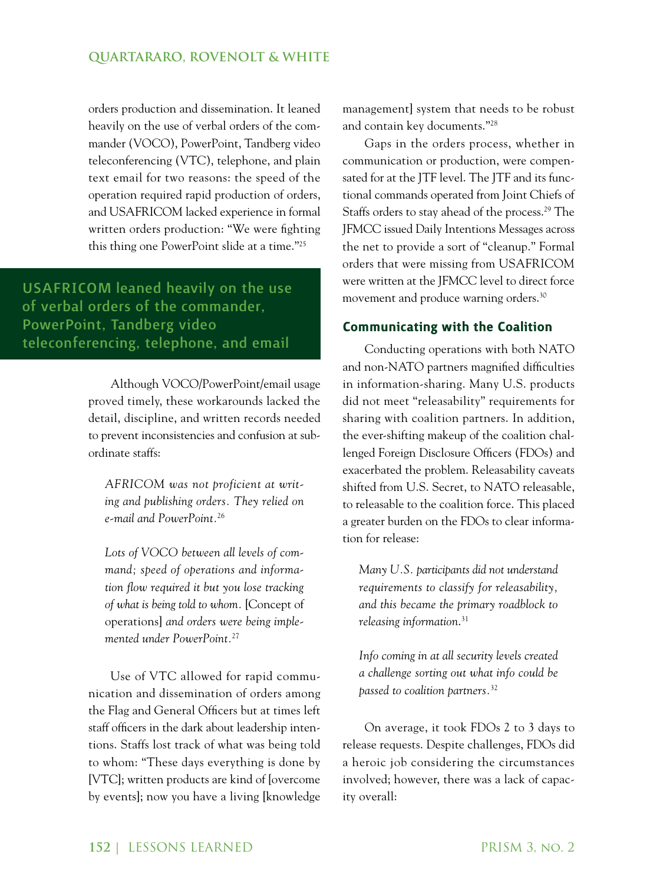orders production and dissemination. It leaned heavily on the use of verbal orders of the commander (VOCO), PowerPoint, Tandberg video teleconferencing (VTC), telephone, and plain text email for two reasons: the speed of the operation required rapid production of orders, and USAFRICOM lacked experience in formal written orders production: "We were fighting this thing one PowerPoint slide at a time."[25]

**USAFRICOM leaned heavily on the use of verbal orders of the commander, PowerPoint, Tandberg video teleconferencing, telephone, and email**

Although VOCO/PowerPoint/email usage proved timely, these workarounds lacked the detail, discipline, and written records needed to prevent inconsistencies and confusion at subordinate staffs:

> *AFRICOM was not proficient at writing and publishing orders. They relied on e-mail and PowerPoint.*[26]

> *Lots of VOCO between all levels of command; speed of operations and information flow required it but you lose tracking of what is being told to whom.* [Concept of operations] *and orders were being implemented under PowerPoint.*[27]

Use of VTC allowed for rapid communication and dissemination of orders among the Flag and General Officers but at times left staff officers in the dark about leadership intentions. Staffs lost track of what was being told to whom: "These days everything is done by [VTC]; written products are kind of [overcome by events]; now you have a living [knowledge management] system that needs to be robust and contain key documents."[28]

Gaps in the orders process, whether in communication or production, were compensated for at the JTF level. The JTF and its functional commands operated from Joint Chiefs of Staffs orders to stay ahead of the process.[29] The JFMCC issued Daily Intentions Messages across the net to provide a sort of "cleanup." Formal orders that were missing from USAFRICOM were written at the JFMCC level to direct force movement and produce warning orders.[30]

### Communicating with the Coalition

Conducting operations with both NATO and non-NATO partners magnified difficulties in information-sharing. Many U.S. products did not meet "releasability" requirements for sharing with coalition partners. In addition, the ever-shifting makeup of the coalition challenged Foreign Disclosure Officers (FDOs) and exacerbated the problem. Releasability caveats shifted from U.S. Secret, to NATO releasable, to releasable to the coalition force. This placed a greater burden on the FDOs to clear information for release:

> *Many U.S. participants did not understand requirements to classify for releasability, and this became the primary roadblock to releasing information.*[31]

> *Info coming in at all security levels created a challenge sorting out what info could be passed to coalition partners.*[32]

On average, it took FDOs 2 to 3 days to release requests. Despite challenges, FDOs did a heroic job considering the circumstances involved; however, there was a lack of capacity overall: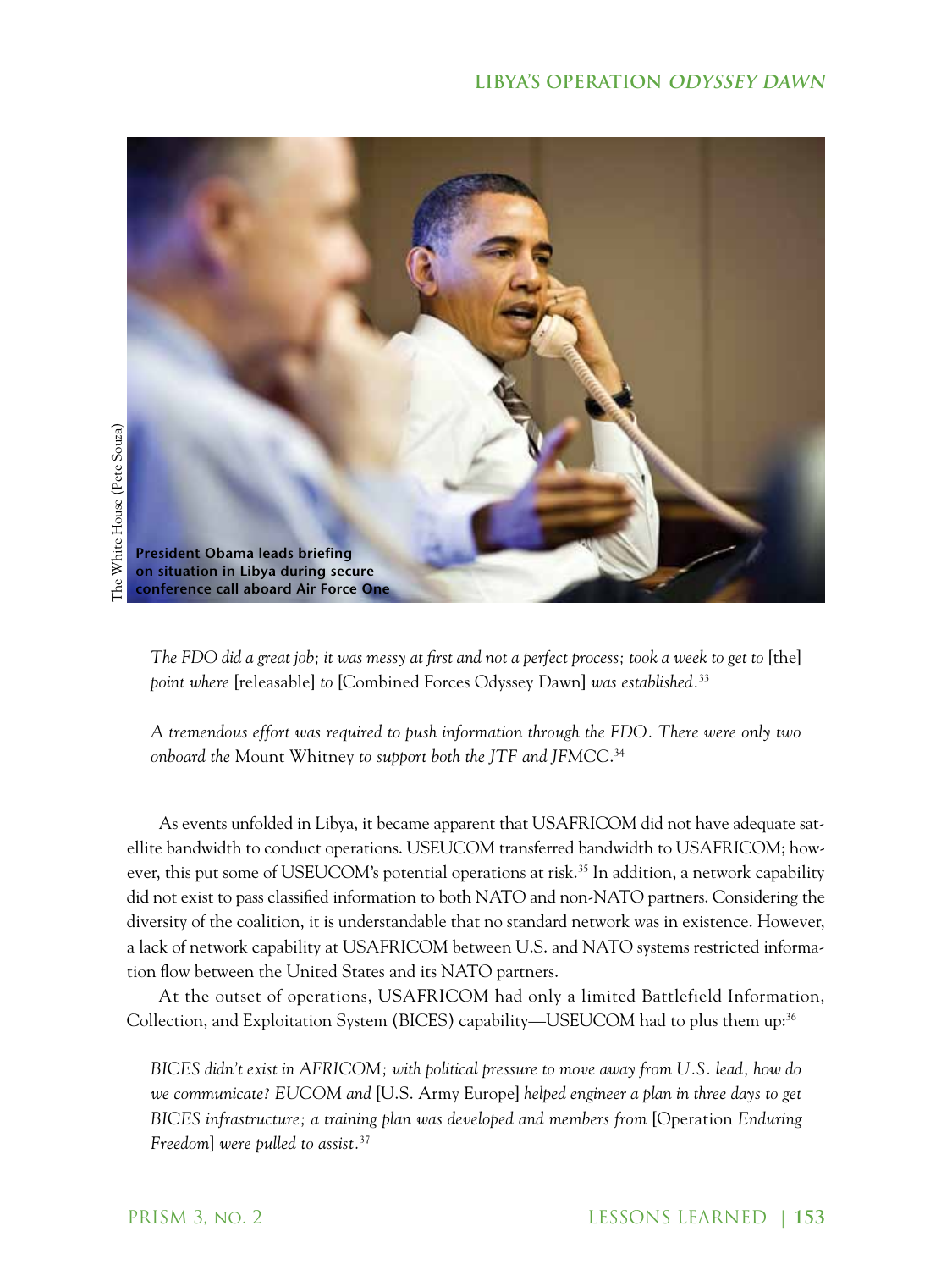President Obama leads briefing on situation in Libya during secure conference call aboard Air Force One

The White House (Pete Souza)

> *The FDO did a great job; it was messy at first and not a perfect process; took a week to get to* [the] *point where* [releasable] *to* [Combined Forces Odyssey Dawn] *was established.*[33]

> *A tremendous effort was required to push information through the FDO. There were only two onboard the* Mount Whitney *to support both the JTF and JFMCC.*[34]

As events unfolded in Libya, it became apparent that USAFRICOM did not have adequate satellite bandwidth to conduct operations. USEUCOM transferred bandwidth to USAFRICOM; however, this put some of USEUCOM's potential operations at risk.[35] In addition, a network capability did not exist to pass classified information to both NATO and non-NATO partners. Considering the diversity of the coalition, it is understandable that no standard network was in existence. However, a lack of network capability at USAFRICOM between U.S. and NATO systems restricted information flow between the United States and its NATO partners.

At the outset of operations, USAFRICOM had only a limited Battlefield Information, Collection, and Exploitation System (BICES) capability—USEUCOM had to plus them up:[36]

> *BICES didn't exist in AFRICOM; with political pressure to move away from U.S. lead, how do we communicate? EUCOM and* [U.S. Army Europe] *helped engineer a plan in three days to get BICES infrastructure; a training plan was developed and members from* [Operation *Enduring Freedom*] *were pulled to assist.*[37]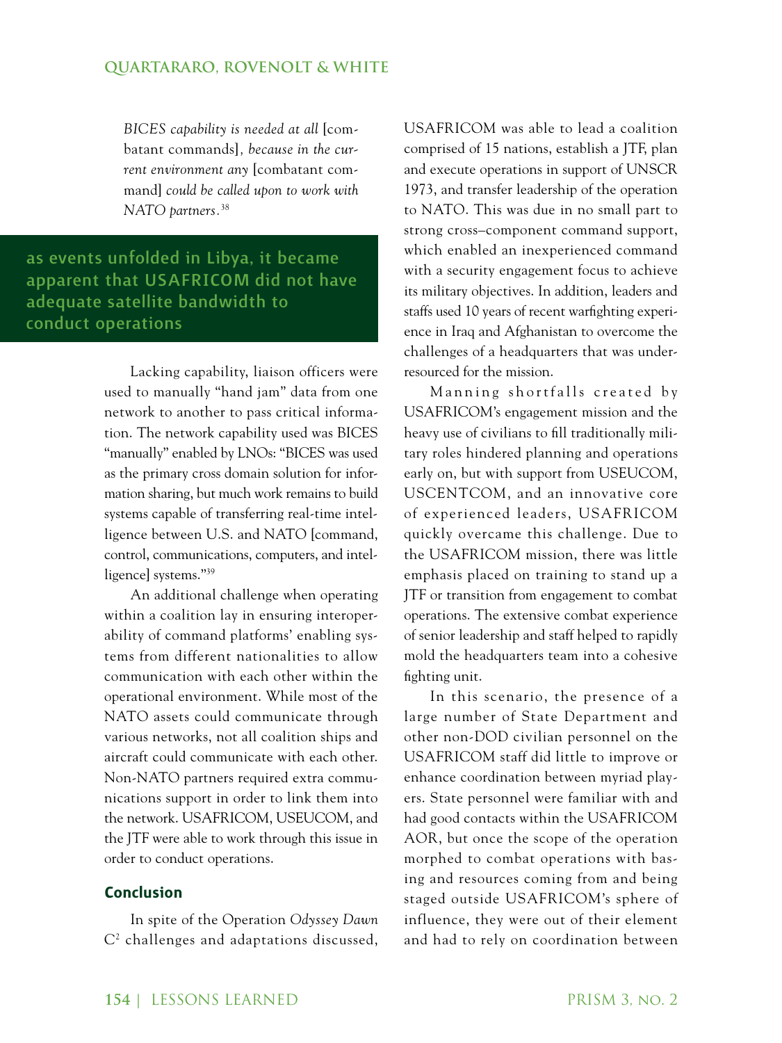*BICES capability is needed at all* [combatant commands]*, because in the current environment any* [combatant command] *could be called upon to work with NATO partners*.[38]

**as events unfolded in Libya, it became apparent that USAFRICOM did not have adequate satellite bandwidth to conduct operations**

Lacking capability, liaison officers were used to manually "hand jam" data from one network to another to pass critical information. The network capability used was BICES "manually" enabled by LNOs: "BICES was used as the primary cross domain solution for information sharing, but much work remains to build systems capable of transferring real-time intelligence between U.S. and NATO [command, control, communications, computers, and intelligence] systems."[39]

An additional challenge when operating within a coalition lay in ensuring interoperability of command platforms' enabling systems from different nationalities to allow communication with each other within the operational environment. While most of the NATO assets could communicate through various networks, not all coalition ships and aircraft could communicate with each other. Non-NATO partners required extra communications support in order to link them into the network. USAFRICOM, USEUCOM, and the JTF were able to work through this issue in order to conduct operations.

## Conclusion

In spite of the Operation *Odyssey Dawn* C[2] challenges and adaptations discussed, USAFRICOM was able to lead a coalition comprised of 15 nations, establish a JTF, plan and execute operations in support of UNSCR 1973, and transfer leadership of the operation to NATO. This was due in no small part to strong cross–component command support, which enabled an inexperienced command with a security engagement focus to achieve its military objectives. In addition, leaders and staffs used 10 years of recent warfighting experience in Iraq and Afghanistan to overcome the challenges of a headquarters that was under-resourced for the mission.

Manning shortfalls created by USAFRICOM's engagement mission and the heavy use of civilians to fill traditionally military roles hindered planning and operations early on, but with support from USEUCOM, USCENTCOM, and an innovative core of experienced leaders, USAFRICOM quickly overcame this challenge. Due to the USAFRICOM mission, there was little emphasis placed on training to stand up a JTF or transition from engagement to combat operations. The extensive combat experience of senior leadership and staff helped to rapidly mold the headquarters team into a cohesive fighting unit.

In this scenario, the presence of a large number of State Department and other non-DOD civilian personnel on the USAFRICOM staff did little to improve or enhance coordination between myriad players. State personnel were familiar with and had good contacts within the USAFRICOM AOR, but once the scope of the operation morphed to combat operations with basing and resources coming from and being staged outside USAFRICOM's sphere of influence, they were out of their element and had to rely on coordination between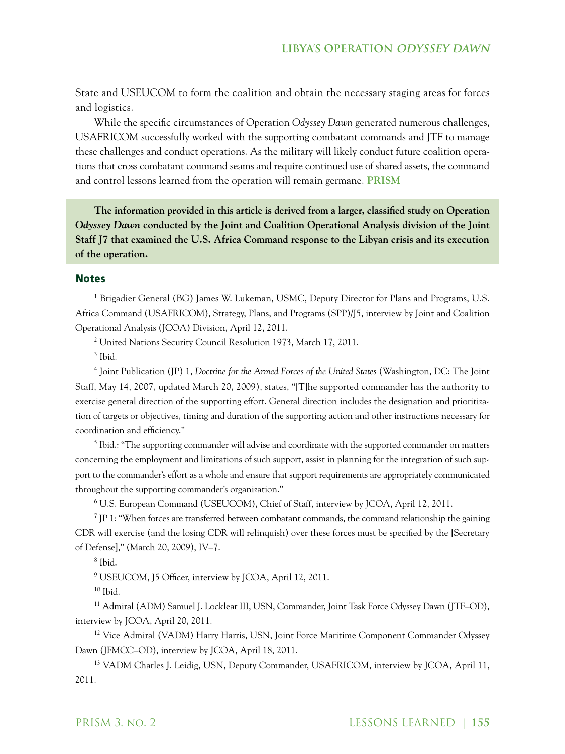State and USEUCOM to form the coalition and obtain the necessary staging areas for forces and logistics.

While the specific circumstances of Operation *Odyssey Dawn* generated numerous challenges, USAFRICOM successfully worked with the supporting combatant commands and JTF to manage these challenges and conduct operations. As the military will likely conduct future coalition operations that cross combatant command seams and require continued use of shared assets, the command and control lessons learned from the operation will remain germane. **PRISM**

**The information provided in this article is derived from a larger, classified study on Operation *Odyssey Dawn* conducted by the Joint and Coalition Operational Analysis division of the Joint Staff J7 that examined the U.S. Africa Command response to the Libyan crisis and its execution of the operation.**

## Notes

[1] Brigadier General (BG) James W. Lukeman, USMC, Deputy Director for Plans and Programs, U.S. Africa Command (USAFRICOM), Strategy, Plans, and Programs (SPP)/J5, interview by Joint and Coalition Operational Analysis (JCOA) Division, April 12, 2011.

[2] United Nations Security Council Resolution 1973, March 17, 2011.

[3] Ibid.

[4] Joint Publication (JP) 1, *Doctrine for the Armed Forces of the United States* (Washington, DC: The Joint Staff, May 14, 2007, updated March 20, 2009), states, "[T]he supported commander has the authority to exercise general direction of the supporting effort. General direction includes the designation and prioritization of targets or objectives, timing and duration of the supporting action and other instructions necessary for coordination and efficiency."

[5] Ibid.: "The supporting commander will advise and coordinate with the supported commander on matters concerning the employment and limitations of such support, assist in planning for the integration of such support to the commander's effort as a whole and ensure that support requirements are appropriately communicated throughout the supporting commander's organization."

[6] U.S. European Command (USEUCOM), Chief of Staff, interview by JCOA, April 12, 2011.

[7] JP 1: "When forces are transferred between combatant commands, the command relationship the gaining CDR will exercise (and the losing CDR will relinquish) over these forces must be specified by the [Secretary of Defense]," (March 20, 2009), IV–7.

[8] Ibid.

[9] USEUCOM, J5 Officer, interview by JCOA, April 12, 2011.

[10] Ibid.

[11] Admiral (ADM) Samuel J. Locklear III, USN, Commander, Joint Task Force Odyssey Dawn (JTF–OD), interview by JCOA, April 20, 2011.

[12] Vice Admiral (VADM) Harry Harris, USN, Joint Force Maritime Component Commander Odyssey Dawn (JFMCC–OD), interview by JCOA, April 18, 2011.

[13] VADM Charles J. Leidig, USN, Deputy Commander, USAFRICOM, interview by JCOA, April 11, 2011.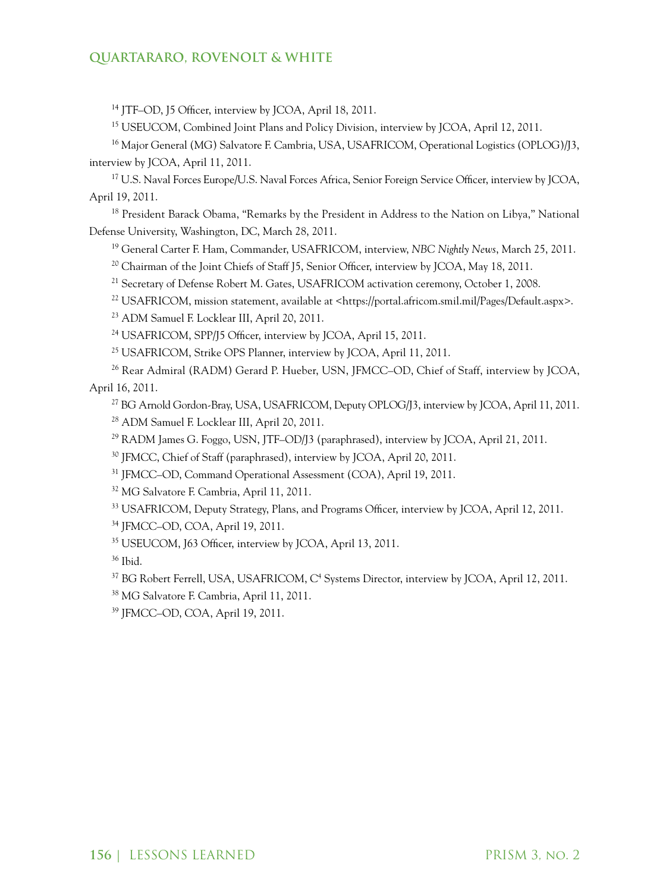[14] JTF–OD, J5 Officer, interview by JCOA, April 18, 2011.

[15] USEUCOM, Combined Joint Plans and Policy Division, interview by JCOA, April 12, 2011.

[16] Major General (MG) Salvatore F. Cambria, USA, USAFRICOM, Operational Logistics (OPLOG)/J3, interview by JCOA, April 11, 2011.

[17] U.S. Naval Forces Europe/U.S. Naval Forces Africa, Senior Foreign Service Officer, interview by JCOA, April 19, 2011.

[18] President Barack Obama, "Remarks by the President in Address to the Nation on Libya," National Defense University, Washington, DC, March 28, 2011.

[19] General Carter F. Ham, Commander, USAFRICOM, interview, *NBC Nightly News*, March 25, 2011.

[20] Chairman of the Joint Chiefs of Staff J5, Senior Officer, interview by JCOA, May 18, 2011.

[21] Secretary of Defense Robert M. Gates, USAFRICOM activation ceremony, October 1, 2008.

[22] USAFRICOM, mission statement, available at <https://portal.africom.smil.mil/Pages/Default.aspx>.

[23] ADM Samuel F. Locklear III, April 20, 2011.

[24] USAFRICOM, SPP/J5 Officer, interview by JCOA, April 15, 2011.

[25] USAFRICOM, Strike OPS Planner, interview by JCOA, April 11, 2011.

[26] Rear Admiral (RADM) Gerard P. Hueber, USN, JFMCC–OD, Chief of Staff, interview by JCOA, April 16, 2011.

[27] BG Arnold Gordon-Bray, USA, USAFRICOM, Deputy OPLOG/J3, interview by JCOA, April 11, 2011.

[28] ADM Samuel F. Locklear III, April 20, 2011.

[29] RADM James G. Foggo, USN, JTF–OD/J3 (paraphrased), interview by JCOA, April 21, 2011.

[30] JFMCC, Chief of Staff (paraphrased), interview by JCOA, April 20, 2011.

[31] JFMCC–OD, Command Operational Assessment (COA), April 19, 2011.

[32] MG Salvatore F. Cambria, April 11, 2011.

[33] USAFRICOM, Deputy Strategy, Plans, and Programs Officer, interview by JCOA, April 12, 2011.

[34] JFMCC–OD, COA, April 19, 2011.

[35] USEUCOM, J63 Officer, interview by JCOA, April 13, 2011.

[36] Ibid.

[37] BG Robert Ferrell, USA, USAFRICOM, $C^4$ Systems Director, interview by JCOA, April 12, 2011.

[38] MG Salvatore F. Cambria, April 11, 2011.

[39] JFMCC–OD, COA, April 19, 2011.